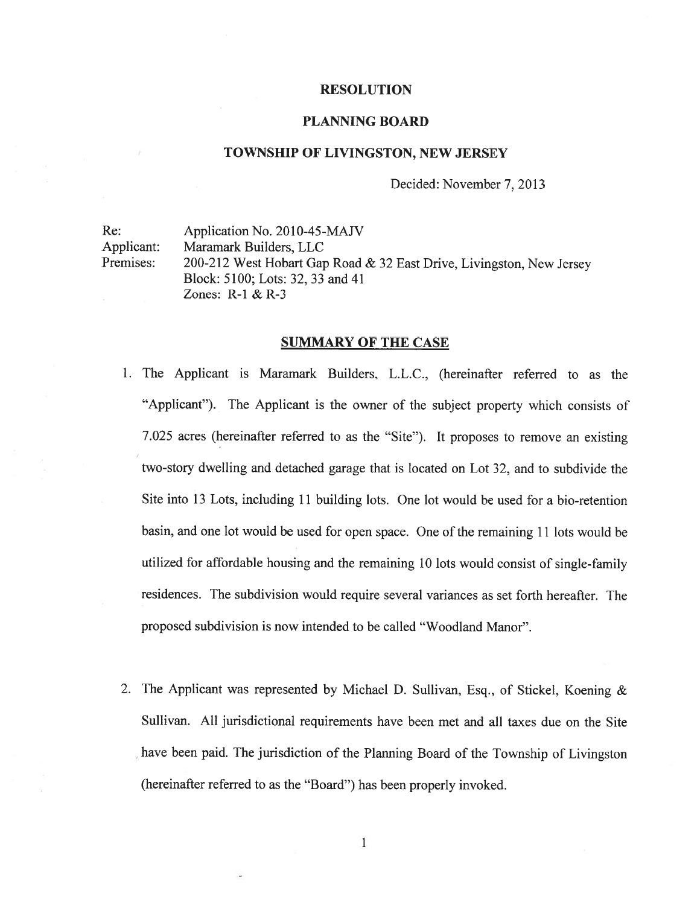# RESOLUTION

## PLANNING BOARD

## TOWNSHIP OF LIVINGSTON, NEW JERSEY

Decided: November 7, 2013

Re: Application No. 2010-45-MAJV
Applicant: Maramark Builders, LLC
Premises: 200-212 West Hobart Gap Road & 32 East Drive, Livingston, New Jersey
Block: 5100; Lots: 32, 33 and 41
Zones: R-1 & R-3

## SUMMARY OF THE CASE

1. The Applicant is Maramark Builders, L.L.C., (hereinafter referred to as the "Applicant"). The Applicant is the owner of the subject property which consists of 7.025 acres (hereinafter referred to as the "Site"). It proposes to remove an existing two-story dwelling and detached garage that is located on Lot 32, and to subdivide the Site into 13 Lots, including 11 building lots. One lot would be used for a bio-retention basin, and one lot would be used for open space. One of the remaining 11 lots would be utilized for affordable housing and the remaining 10 lots would consist of single-family residences. The subdivision would require several variances as set forth hereafter. The proposed subdivision is now intended to be called "Woodland Manor".

2. The Applicant was represented by Michael D. Sullivan, Esq., of Stickel, Koening & Sullivan. All jurisdictional requirements have been met and all taxes due on the Site have been paid. The jurisdiction of the Planning Board of the Township of Livingston (hereinafter referred to as the "Board") has been properly invoked.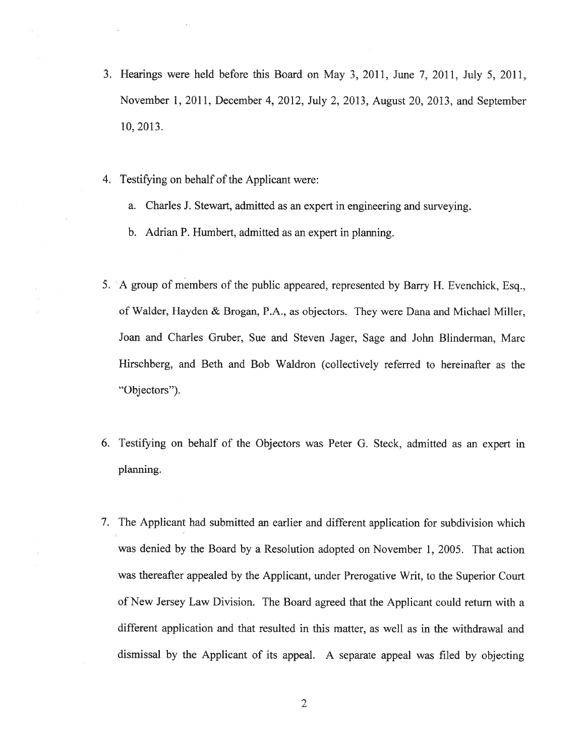3. Hearings were held before this Board on May 3, 2011, June 7, 2011, July 5, 2011, November 1, 2011, December 4, 2012, July 2, 2013, August 20, 2013, and September 10, 2013.

4. Testifying on behalf of the Applicant were:

   a. Charles J. Stewart, admitted as an expert in engineering and surveying.

   b. Adrian P. Humbert, admitted as an expert in planning.

5. A group of members of the public appeared, represented by Barry H. Evenchick, Esq., of Walder, Hayden & Brogan, P.A., as objectors. They were Dana and Michael Miller, Joan and Charles Gruber, Sue and Steven Jager, Sage and John Blinderman, Marc Hirschberg, and Beth and Bob Waldron (collectively referred to hereinafter as the "Objectors").

6. Testifying on behalf of the Objectors was Peter G. Steck, admitted as an expert in planning.

7. The Applicant had submitted an earlier and different application for subdivision which was denied by the Board by a Resolution adopted on November 1, 2005. That action was thereafter appealed by the Applicant, under Prerogative Writ, to the Superior Court of New Jersey Law Division. The Board agreed that the Applicant could return with a different application and that resulted in this matter, as well as in the withdrawal and dismissal by the Applicant of its appeal. A separate appeal was filed by objecting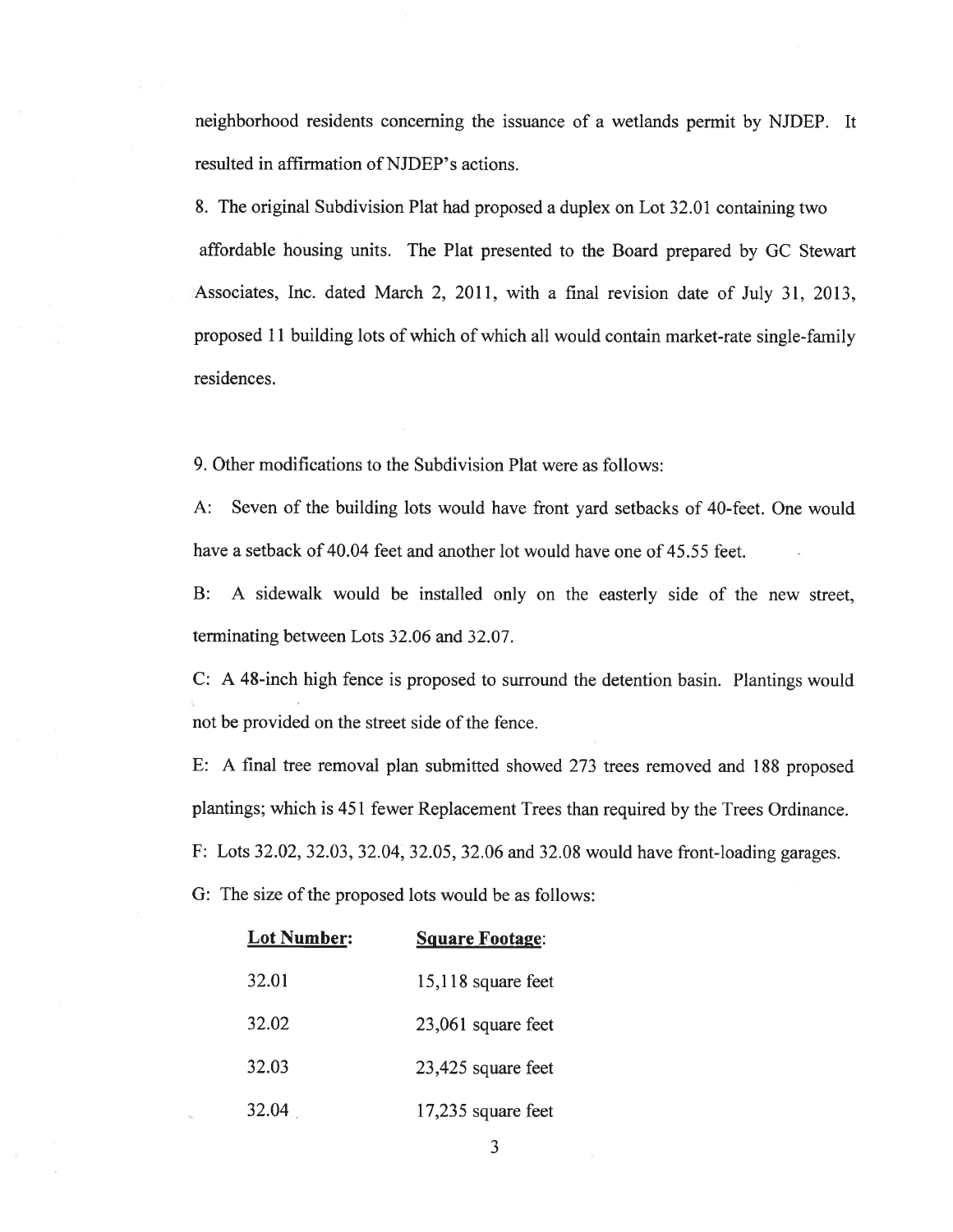neighborhood residents concerning the issuance of a wetlands permit by NJDEP. It resulted in affirmation of NJDEP's actions.

8. The original Subdivision Plat had proposed a duplex on Lot 32.01 containing two affordable housing units. The Plat presented to the Board prepared by GC Stewart Associates, Inc. dated March 2, 2011, with a final revision date of July 31, 2013, proposed 11 building lots of which of which all would contain market-rate single-family residences.

9. Other modifications to the Subdivision Plat were as follows:

A: Seven of the building lots would have front yard setbacks of 40-feet. One would have a setback of 40.04 feet and another lot would have one of 45.55 feet.

B: A sidewalk would be installed only on the easterly side of the new street, terminating between Lots 32.06 and 32.07.

C: A 48-inch high fence is proposed to surround the detention basin. Plantings would not be provided on the street side of the fence.

E: A final tree removal plan submitted showed 273 trees removed and 188 proposed plantings; which is 451 fewer Replacement Trees than required by the Trees Ordinance.

F: Lots 32.02, 32.03, 32.04, 32.05, 32.06 and 32.08 would have front-loading garages.

G: The size of the proposed lots would be as follows:

| **Lot Number:** | **Square Footage**: |
|---|---|
| 32.01 | 15,118 square feet |
| 32.02 | 23,061 square feet |
| 32.03 | 23,425 square feet |
| 32.04 | 17,235 square feet |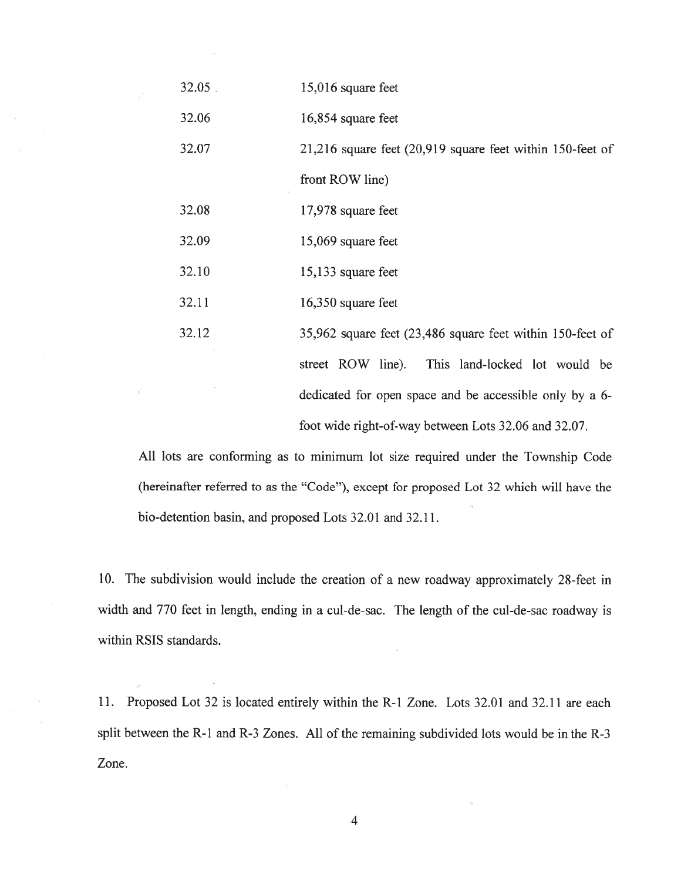| | |
|---|---|
| 32.05 | 15,016 square feet |
| 32.06 | 16,854 square feet |
| 32.07 | 21,216 square feet (20,919 square feet within 150-feet of front ROW line) |
| 32.08 | 17,978 square feet |
| 32.09 | 15,069 square feet |
| 32.10 | 15,133 square feet |
| 32.11 | 16,350 square feet |
| 32.12 | 35,962 square feet (23,486 square feet within 150-feet of street ROW line). This land-locked lot would be dedicated for open space and be accessible only by a 6-foot wide right-of-way between Lots 32.06 and 32.07. |

All lots are conforming as to minimum lot size required under the Township Code (hereinafter referred to as the "Code"), except for proposed Lot 32 which will have the bio-detention basin, and proposed Lots 32.01 and 32.11.

10. The subdivision would include the creation of a new roadway approximately 28-feet in width and 770 feet in length, ending in a cul-de-sac. The length of the cul-de-sac roadway is within RSIS standards.

11. Proposed Lot 32 is located entirely within the R-1 Zone. Lots 32.01 and 32.11 are each split between the R-1 and R-3 Zones. All of the remaining subdivided lots would be in the R-3 Zone.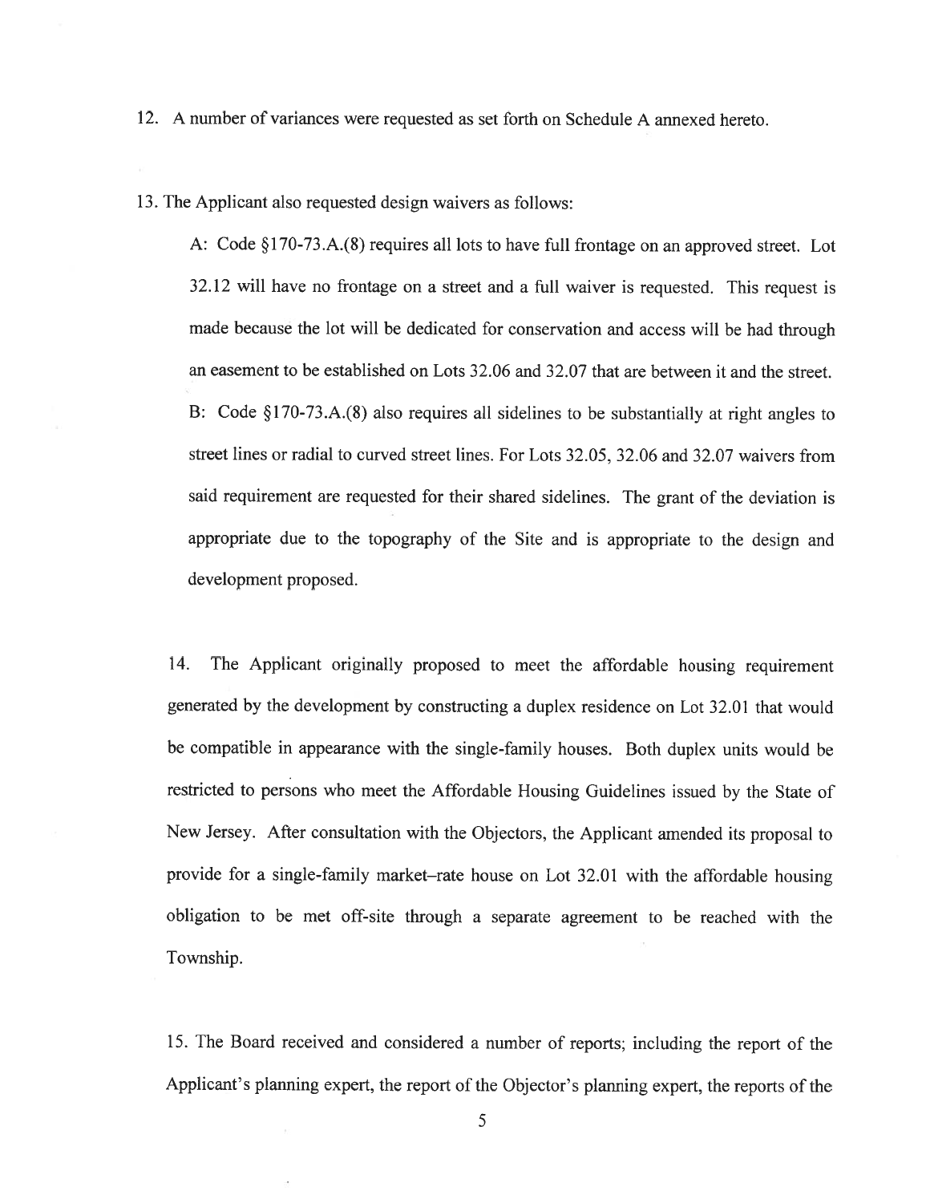12. A number of variances were requested as set forth on Schedule A annexed hereto.

13. The Applicant also requested design waivers as follows:

A: Code §170-73.A.(8) requires all lots to have full frontage on an approved street. Lot 32.12 will have no frontage on a street and a full waiver is requested. This request is made because the lot will be dedicated for conservation and access will be had through an easement to be established on Lots 32.06 and 32.07 that are between it and the street.

B: Code §170-73.A.(8) also requires all sidelines to be substantially at right angles to street lines or radial to curved street lines. For Lots 32.05, 32.06 and 32.07 waivers from said requirement are requested for their shared sidelines. The grant of the deviation is appropriate due to the topography of the Site and is appropriate to the design and development proposed.

14. The Applicant originally proposed to meet the affordable housing requirement generated by the development by constructing a duplex residence on Lot 32.01 that would be compatible in appearance with the single-family houses. Both duplex units would be restricted to persons who meet the Affordable Housing Guidelines issued by the State of New Jersey. After consultation with the Objectors, the Applicant amended its proposal to provide for a single-family market–rate house on Lot 32.01 with the affordable housing obligation to be met off-site through a separate agreement to be reached with the Township.

15. The Board received and considered a number of reports; including the report of the Applicant's planning expert, the report of the Objector's planning expert, the reports of the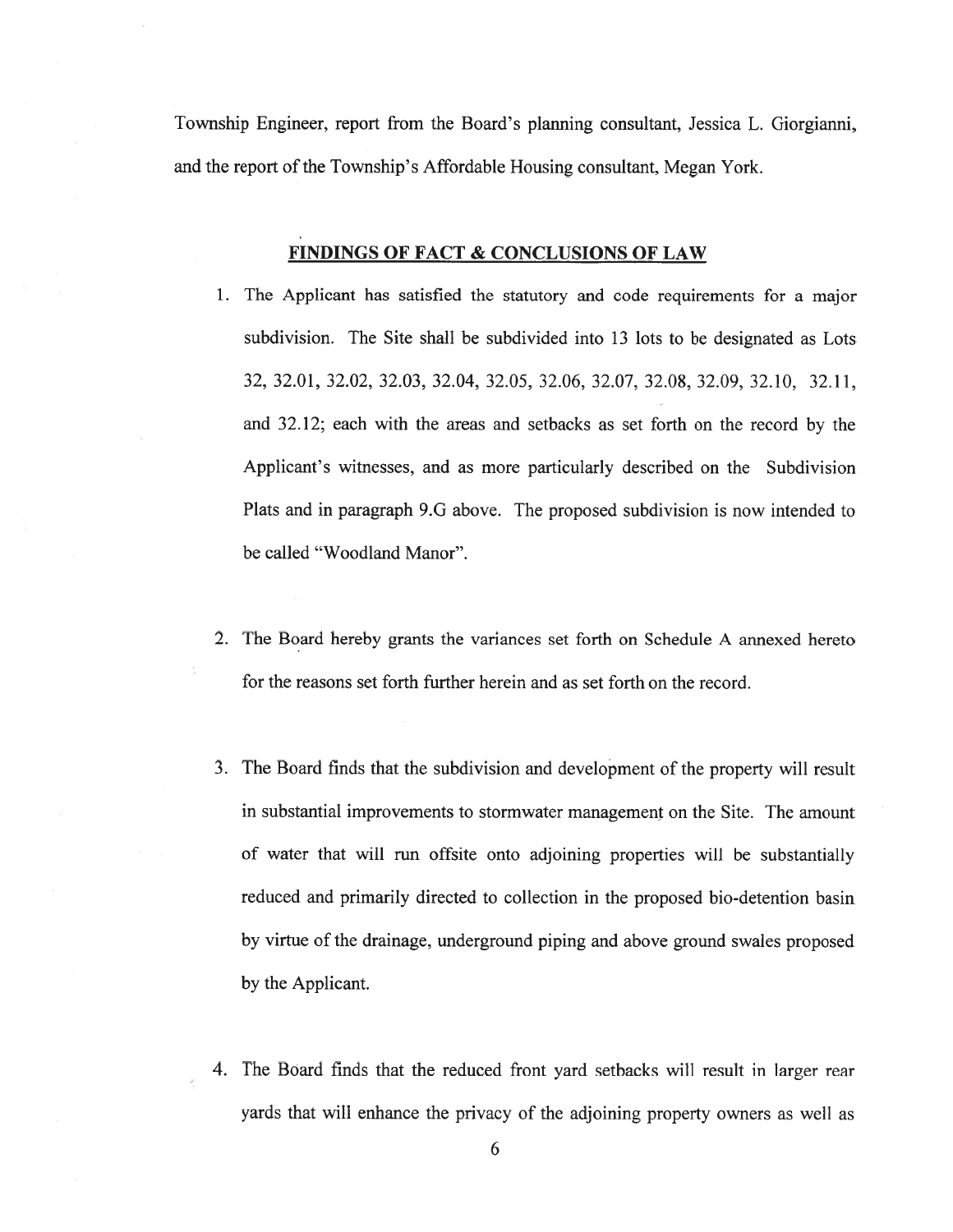Township Engineer, report from the Board's planning consultant, Jessica L. Giorgianni, and the report of the Township's Affordable Housing consultant, Megan York.

## FINDINGS OF FACT & CONCLUSIONS OF LAW

1. The Applicant has satisfied the statutory and code requirements for a major subdivision. The Site shall be subdivided into 13 lots to be designated as Lots 32, 32.01, 32.02, 32.03, 32.04, 32.05, 32.06, 32.07, 32.08, 32.09, 32.10, 32.11, and 32.12; each with the areas and setbacks as set forth on the record by the Applicant's witnesses, and as more particularly described on the Subdivision Plats and in paragraph 9.G above. The proposed subdivision is now intended to be called "Woodland Manor".

2. The Board hereby grants the variances set forth on Schedule A annexed hereto for the reasons set forth further herein and as set forth on the record.

3. The Board finds that the subdivision and development of the property will result in substantial improvements to stormwater management on the Site. The amount of water that will run offsite onto adjoining properties will be substantially reduced and primarily directed to collection in the proposed bio-detention basin by virtue of the drainage, underground piping and above ground swales proposed by the Applicant.

4. The Board finds that the reduced front yard setbacks will result in larger rear yards that will enhance the privacy of the adjoining property owners as well as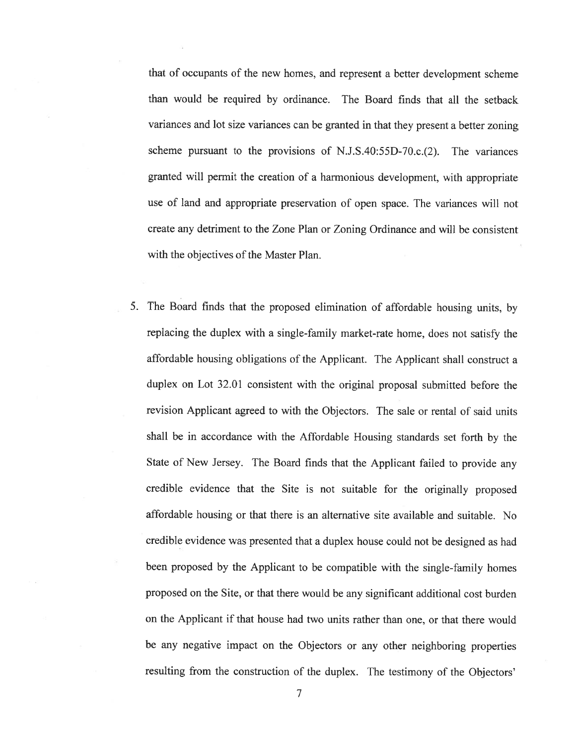that of occupants of the new homes, and represent a better development scheme than would be required by ordinance. The Board finds that all the setback variances and lot size variances can be granted in that they present a better zoning scheme pursuant to the provisions of N.J.S.40:55D-70.c.(2). The variances granted will permit the creation of a harmonious development, with appropriate use of land and appropriate preservation of open space. The variances will not create any detriment to the Zone Plan or Zoning Ordinance and will be consistent with the objectives of the Master Plan.

5. The Board finds that the proposed elimination of affordable housing units, by replacing the duplex with a single-family market-rate home, does not satisfy the affordable housing obligations of the Applicant. The Applicant shall construct a duplex on Lot 32.01 consistent with the original proposal submitted before the revision Applicant agreed to with the Objectors. The sale or rental of said units shall be in accordance with the Affordable Housing standards set forth by the State of New Jersey. The Board finds that the Applicant failed to provide any credible evidence that the Site is not suitable for the originally proposed affordable housing or that there is an alternative site available and suitable. No credible evidence was presented that a duplex house could not be designed as had been proposed by the Applicant to be compatible with the single-family homes proposed on the Site, or that there would be any significant additional cost burden on the Applicant if that house had two units rather than one, or that there would be any negative impact on the Objectors or any other neighboring properties resulting from the construction of the duplex. The testimony of the Objectors'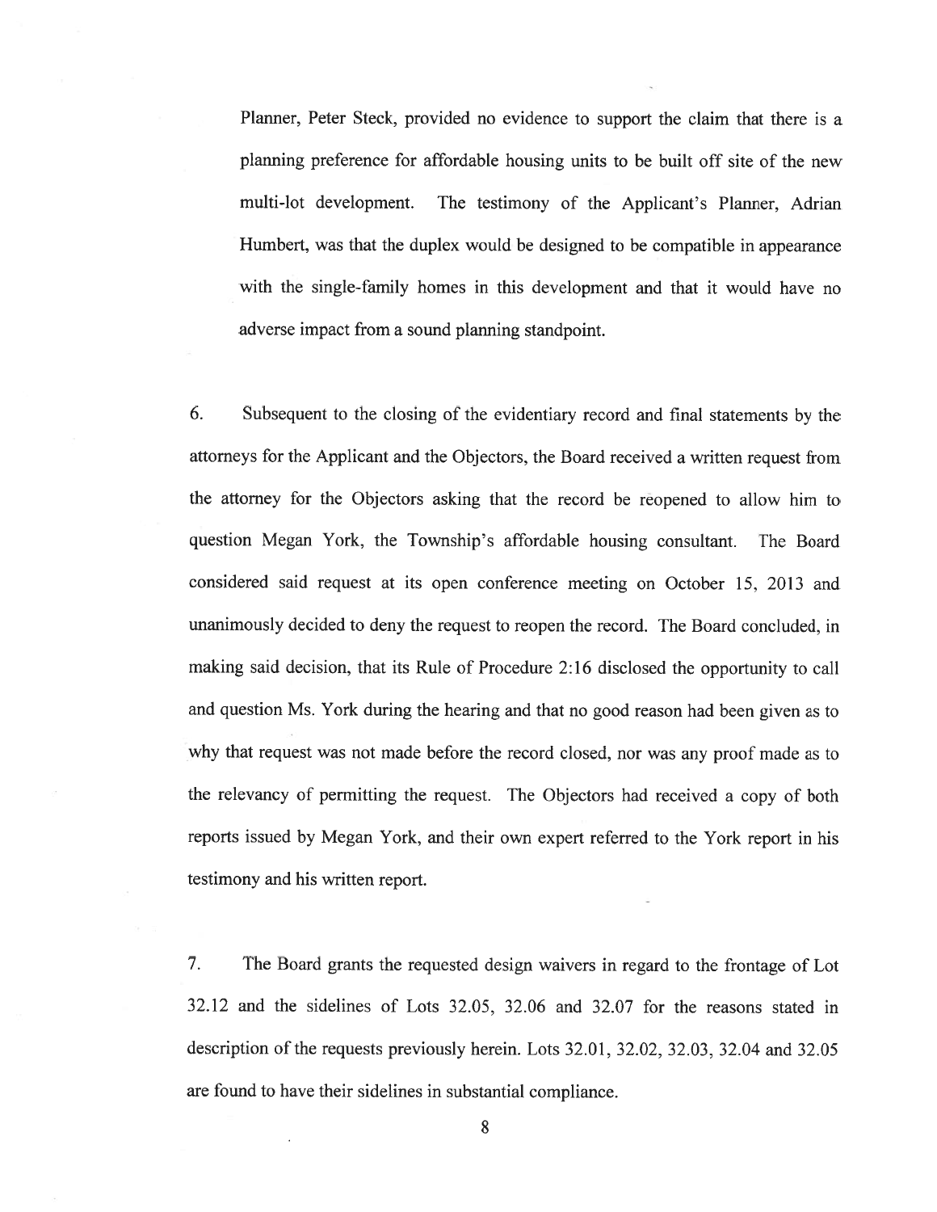Planner, Peter Steck, provided no evidence to support the claim that there is a planning preference for affordable housing units to be built off site of the new multi-lot development. The testimony of the Applicant's Planner, Adrian Humbert, was that the duplex would be designed to be compatible in appearance with the single-family homes in this development and that it would have no adverse impact from a sound planning standpoint.

6. Subsequent to the closing of the evidentiary record and final statements by the attorneys for the Applicant and the Objectors, the Board received a written request from the attorney for the Objectors asking that the record be reopened to allow him to question Megan York, the Township's affordable housing consultant. The Board considered said request at its open conference meeting on October 15, 2013 and unanimously decided to deny the request to reopen the record. The Board concluded, in making said decision, that its Rule of Procedure 2:16 disclosed the opportunity to call and question Ms. York during the hearing and that no good reason had been given as to why that request was not made before the record closed, nor was any proof made as to the relevancy of permitting the request. The Objectors had received a copy of both reports issued by Megan York, and their own expert referred to the York report in his testimony and his written report.

7. The Board grants the requested design waivers in regard to the frontage of Lot 32.12 and the sidelines of Lots 32.05, 32.06 and 32.07 for the reasons stated in description of the requests previously herein. Lots 32.01, 32.02, 32.03, 32.04 and 32.05 are found to have their sidelines in substantial compliance.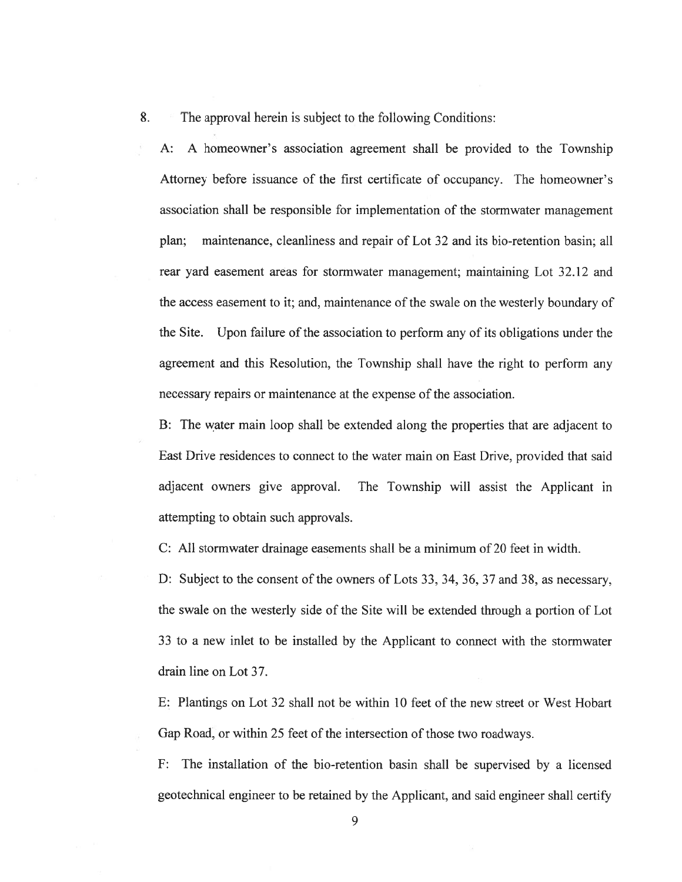8. The approval herein is subject to the following Conditions:

A: A homeowner's association agreement shall be provided to the Township Attorney before issuance of the first certificate of occupancy. The homeowner's association shall be responsible for implementation of the stormwater management plan; maintenance, cleanliness and repair of Lot 32 and its bio-retention basin; all rear yard easement areas for stormwater management; maintaining Lot 32.12 and the access easement to it; and, maintenance of the swale on the westerly boundary of the Site. Upon failure of the association to perform any of its obligations under the agreement and this Resolution, the Township shall have the right to perform any necessary repairs or maintenance at the expense of the association.

B: The water main loop shall be extended along the properties that are adjacent to East Drive residences to connect to the water main on East Drive, provided that said adjacent owners give approval. The Township will assist the Applicant in attempting to obtain such approvals.

C: All stormwater drainage easements shall be a minimum of 20 feet in width.

D: Subject to the consent of the owners of Lots 33, 34, 36, 37 and 38, as necessary, the swale on the westerly side of the Site will be extended through a portion of Lot 33 to a new inlet to be installed by the Applicant to connect with the stormwater drain line on Lot 37.

E: Plantings on Lot 32 shall not be within 10 feet of the new street or West Hobart Gap Road, or within 25 feet of the intersection of those two roadways.

F: The installation of the bio-retention basin shall be supervised by a licensed geotechnical engineer to be retained by the Applicant, and said engineer shall certify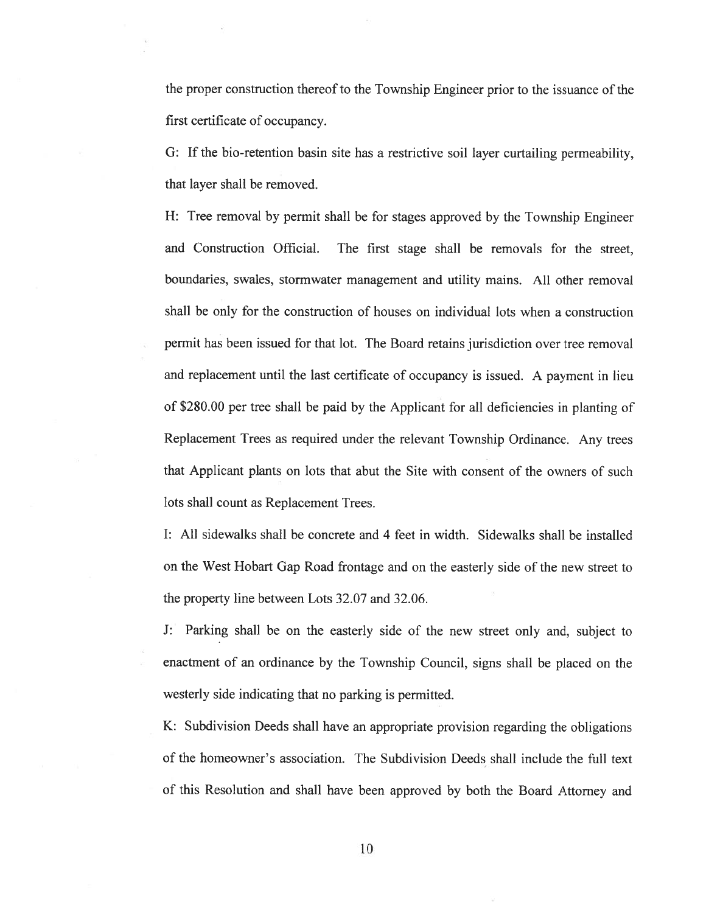the proper construction thereof to the Township Engineer prior to the issuance of the first certificate of occupancy.

G: If the bio-retention basin site has a restrictive soil layer curtailing permeability, that layer shall be removed.

H: Tree removal by permit shall be for stages approved by the Township Engineer and Construction Official. The first stage shall be removals for the street, boundaries, swales, stormwater management and utility mains. All other removal shall be only for the construction of houses on individual lots when a construction permit has been issued for that lot. The Board retains jurisdiction over tree removal and replacement until the last certificate of occupancy is issued. A payment in lieu of $280.00 per tree shall be paid by the Applicant for all deficiencies in planting of Replacement Trees as required under the relevant Township Ordinance. Any trees that Applicant plants on lots that abut the Site with consent of the owners of such lots shall count as Replacement Trees.

I: All sidewalks shall be concrete and 4 feet in width. Sidewalks shall be installed on the West Hobart Gap Road frontage and on the easterly side of the new street to the property line between Lots 32.07 and 32.06.

J: Parking shall be on the easterly side of the new street only and, subject to enactment of an ordinance by the Township Council, signs shall be placed on the westerly side indicating that no parking is permitted.

K: Subdivision Deeds shall have an appropriate provision regarding the obligations of the homeowner's association. The Subdivision Deeds shall include the full text of this Resolution and shall have been approved by both the Board Attorney and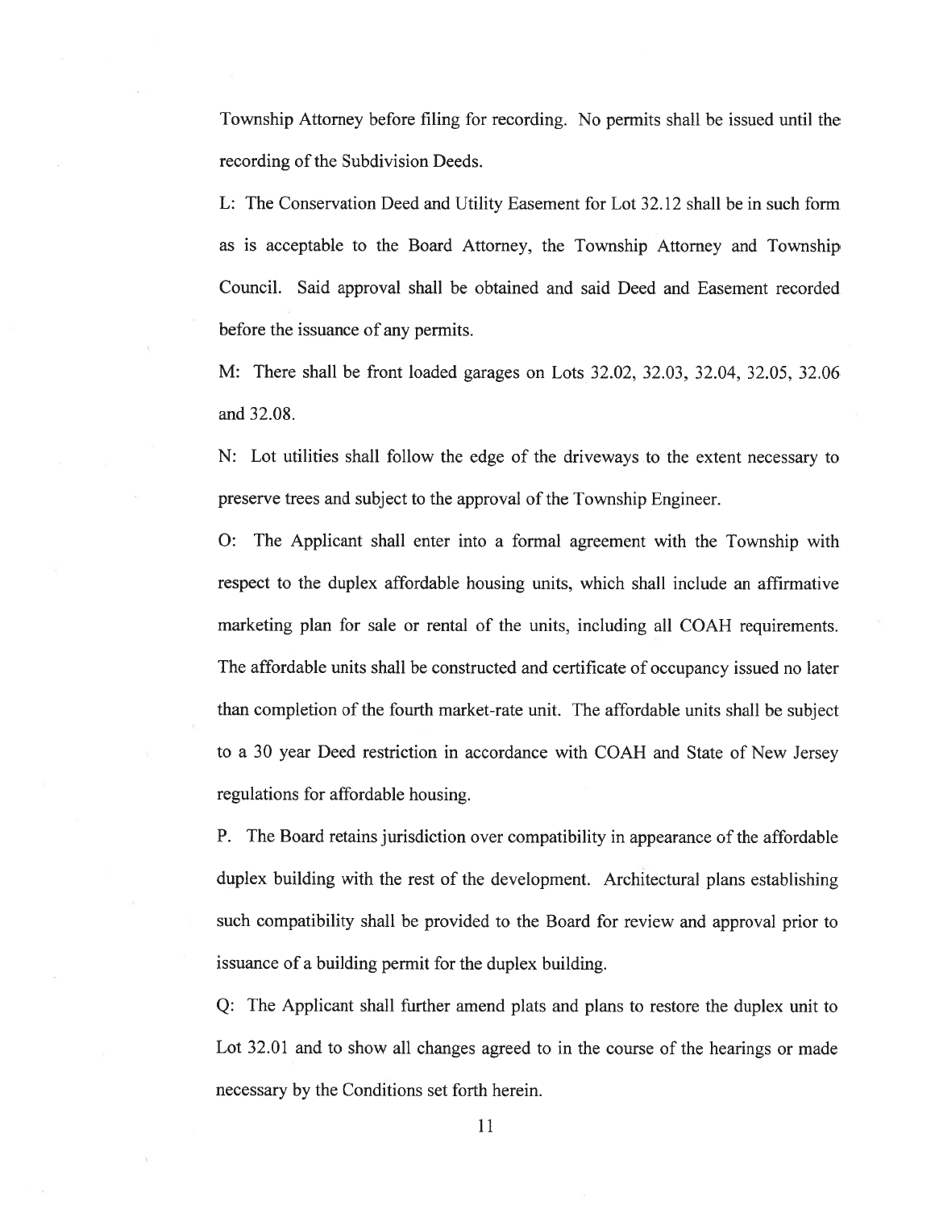Township Attorney before filing for recording. No permits shall be issued until the recording of the Subdivision Deeds.

L: The Conservation Deed and Utility Easement for Lot 32.12 shall be in such form as is acceptable to the Board Attorney, the Township Attorney and Township Council. Said approval shall be obtained and said Deed and Easement recorded before the issuance of any permits.

M: There shall be front loaded garages on Lots 32.02, 32.03, 32.04, 32.05, 32.06 and 32.08.

N: Lot utilities shall follow the edge of the driveways to the extent necessary to preserve trees and subject to the approval of the Township Engineer.

O: The Applicant shall enter into a formal agreement with the Township with respect to the duplex affordable housing units, which shall include an affirmative marketing plan for sale or rental of the units, including all COAH requirements. The affordable units shall be constructed and certificate of occupancy issued no later than completion of the fourth market-rate unit. The affordable units shall be subject to a 30 year Deed restriction in accordance with COAH and State of New Jersey regulations for affordable housing.

P. The Board retains jurisdiction over compatibility in appearance of the affordable duplex building with the rest of the development. Architectural plans establishing such compatibility shall be provided to the Board for review and approval prior to issuance of a building permit for the duplex building.

Q: The Applicant shall further amend plats and plans to restore the duplex unit to Lot 32.01 and to show all changes agreed to in the course of the hearings or made necessary by the Conditions set forth herein.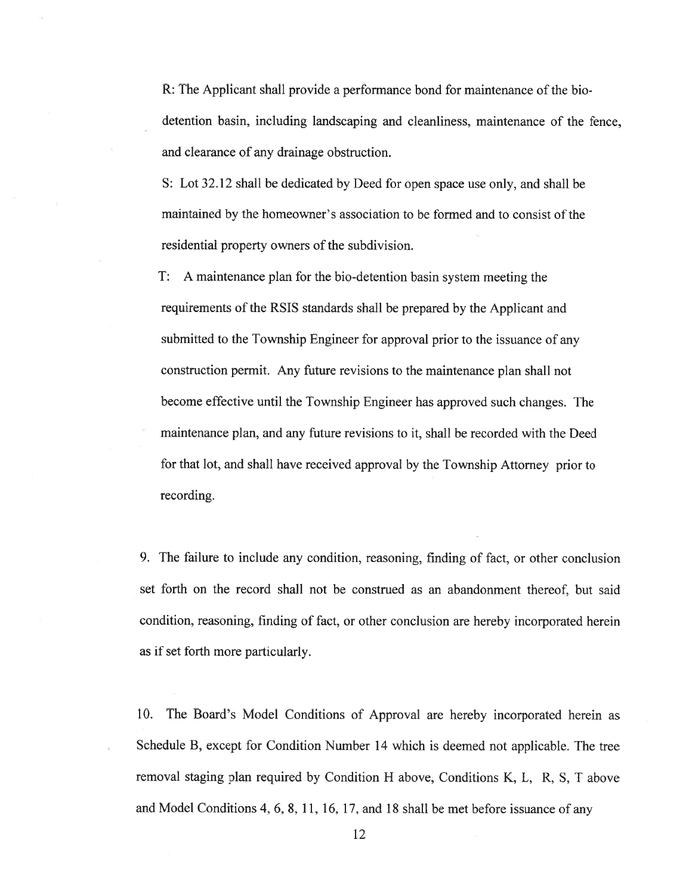R: The Applicant shall provide a performance bond for maintenance of the bio-detention basin, including landscaping and cleanliness, maintenance of the fence, and clearance of any drainage obstruction.

S: Lot 32.12 shall be dedicated by Deed for open space use only, and shall be maintained by the homeowner's association to be formed and to consist of the residential property owners of the subdivision.

T: A maintenance plan for the bio-detention basin system meeting the requirements of the RSIS standards shall be prepared by the Applicant and submitted to the Township Engineer for approval prior to the issuance of any construction permit. Any future revisions to the maintenance plan shall not become effective until the Township Engineer has approved such changes. The maintenance plan, and any future revisions to it, shall be recorded with the Deed for that lot, and shall have received approval by the Township Attorney prior to recording.

9. The failure to include any condition, reasoning, finding of fact, or other conclusion set forth on the record shall not be construed as an abandonment thereof, but said condition, reasoning, finding of fact, or other conclusion are hereby incorporated herein as if set forth more particularly.

10. The Board's Model Conditions of Approval are hereby incorporated herein as Schedule B, except for Condition Number 14 which is deemed not applicable. The tree removal staging plan required by Condition H above, Conditions K, L, R, S, T above and Model Conditions 4, 6, 8, 11, 16, 17, and 18 shall be met before issuance of any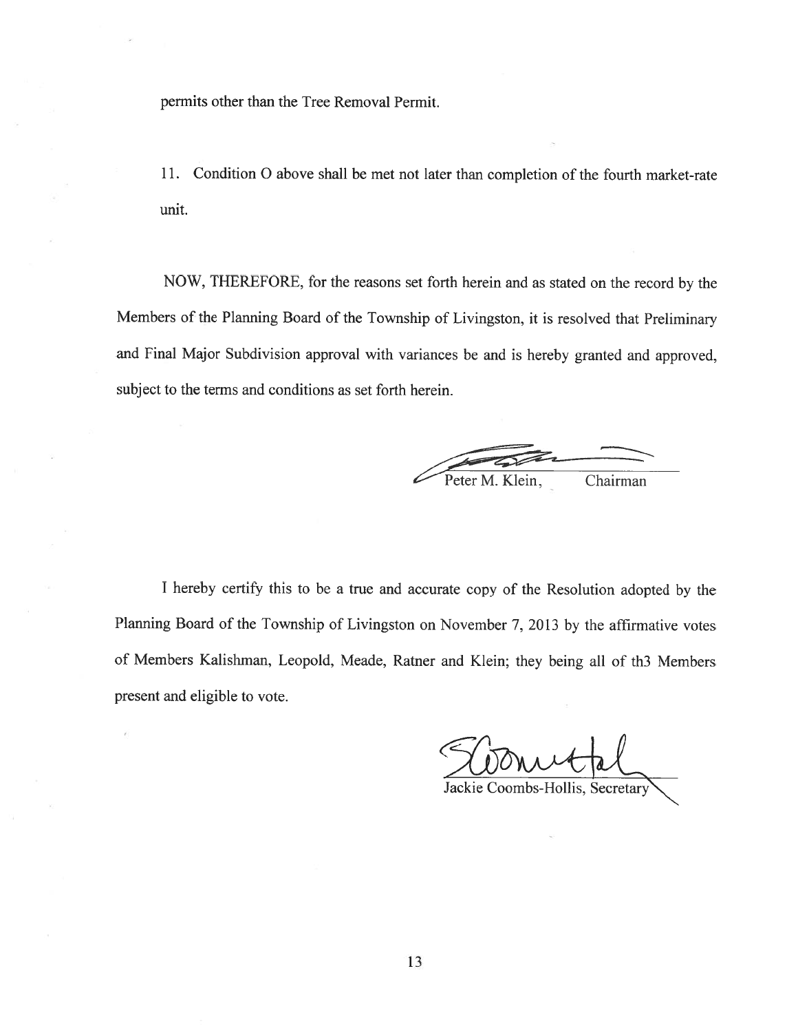permits other than the Tree Removal Permit.

11. Condition O above shall be met not later than completion of the fourth market-rate unit.

NOW, THEREFORE, for the reasons set forth herein and as stated on the record by the Members of the Planning Board of the Township of Livingston, it is resolved that Preliminary and Final Major Subdivision approval with variances be and is hereby granted and approved, subject to the terms and conditions as set forth herein.

Peter M. Klein, Chairman

I hereby certify this to be a true and accurate copy of the Resolution adopted by the Planning Board of the Township of Livingston on November 7, 2013 by the affirmative votes of Members Kalishman, Leopold, Meade, Ratner and Klein; they being all of th3 Members present and eligible to vote.

Jackie Coombs-Hollis, Secretary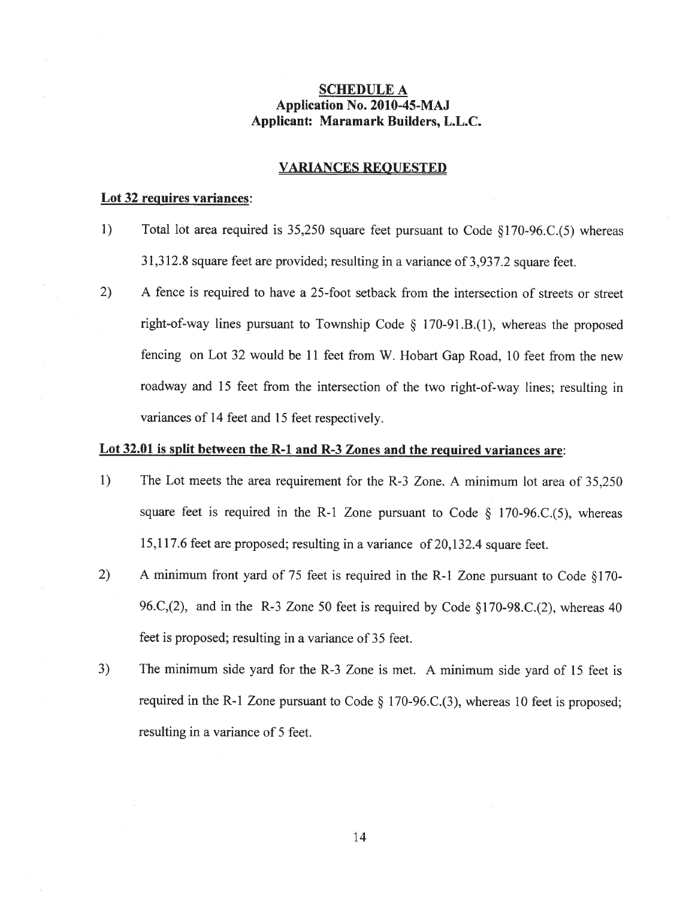**SCHEDULE A**
**Application No. 2010-45-MAJ**
**Applicant: Maramark Builders, L.L.C.**

**VARIANCES REQUESTED**

**Lot 32 requires variances:**

1) Total lot area required is 35,250 square feet pursuant to Code §170-96.C.(5) whereas 31,312.8 square feet are provided; resulting in a variance of 3,937.2 square feet.

2) A fence is required to have a 25-foot setback from the intersection of streets or street right-of-way lines pursuant to Township Code § 170-91.B.(1), whereas the proposed fencing on Lot 32 would be 11 feet from W. Hobart Gap Road, 10 feet from the new roadway and 15 feet from the intersection of the two right-of-way lines; resulting in variances of 14 feet and 15 feet respectively.

**Lot 32.01 is split between the R-1 and R-3 Zones and the required variances are:**

1) The Lot meets the area requirement for the R-3 Zone. A minimum lot area of 35,250 square feet is required in the R-1 Zone pursuant to Code § 170-96.C.(5), whereas 15,117.6 feet are proposed; resulting in a variance of 20,132.4 square feet.

2) A minimum front yard of 75 feet is required in the R-1 Zone pursuant to Code §170-96.C,(2), and in the R-3 Zone 50 feet is required by Code §170-98.C.(2), whereas 40 feet is proposed; resulting in a variance of 35 feet.

3) The minimum side yard for the R-3 Zone is met. A minimum side yard of 15 feet is required in the R-1 Zone pursuant to Code § 170-96.C.(3), whereas 10 feet is proposed; resulting in a variance of 5 feet.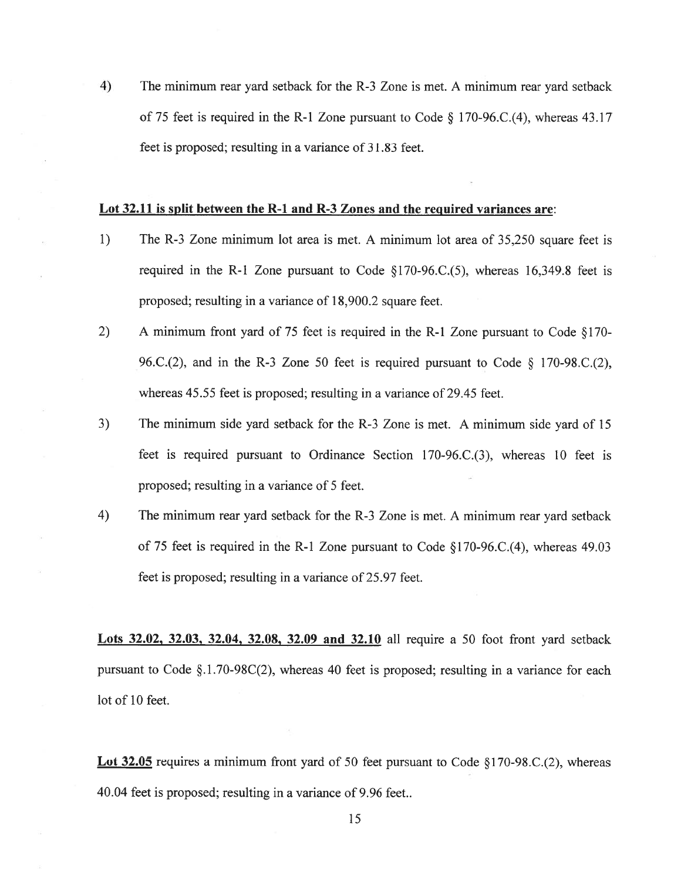4) The minimum rear yard setback for the R-3 Zone is met. A minimum rear yard setback of 75 feet is required in the R-1 Zone pursuant to Code § 170-96.C.(4), whereas 43.17 feet is proposed; resulting in a variance of 31.83 feet.

**<u>Lot 32.11 is split between the R-1 and R-3 Zones and the required variances are</u>**:

1) The R-3 Zone minimum lot area is met. A minimum lot area of 35,250 square feet is required in the R-1 Zone pursuant to Code §170-96.C.(5), whereas 16,349.8 feet is proposed; resulting in a variance of 18,900.2 square feet.

2) A minimum front yard of 75 feet is required in the R-1 Zone pursuant to Code §170-96.C.(2), and in the R-3 Zone 50 feet is required pursuant to Code § 170-98.C.(2), whereas 45.55 feet is proposed; resulting in a variance of 29.45 feet.

3) The minimum side yard setback for the R-3 Zone is met. A minimum side yard of 15 feet is required pursuant to Ordinance Section 170-96.C.(3), whereas 10 feet is proposed; resulting in a variance of 5 feet.

4) The minimum rear yard setback for the R-3 Zone is met. A minimum rear yard setback of 75 feet is required in the R-1 Zone pursuant to Code §170-96.C.(4), whereas 49.03 feet is proposed; resulting in a variance of 25.97 feet.

**<u>Lots 32.02, 32.03, 32.04, 32.08, 32.09 and 32.10</u>** all require a 50 foot front yard setback pursuant to Code §.1.70-98C(2), whereas 40 feet is proposed; resulting in a variance for each lot of 10 feet.

**<u>Lot 32.05</u>** requires a minimum front yard of 50 feet pursuant to Code §170-98.C.(2), whereas 40.04 feet is proposed; resulting in a variance of 9.96 feet..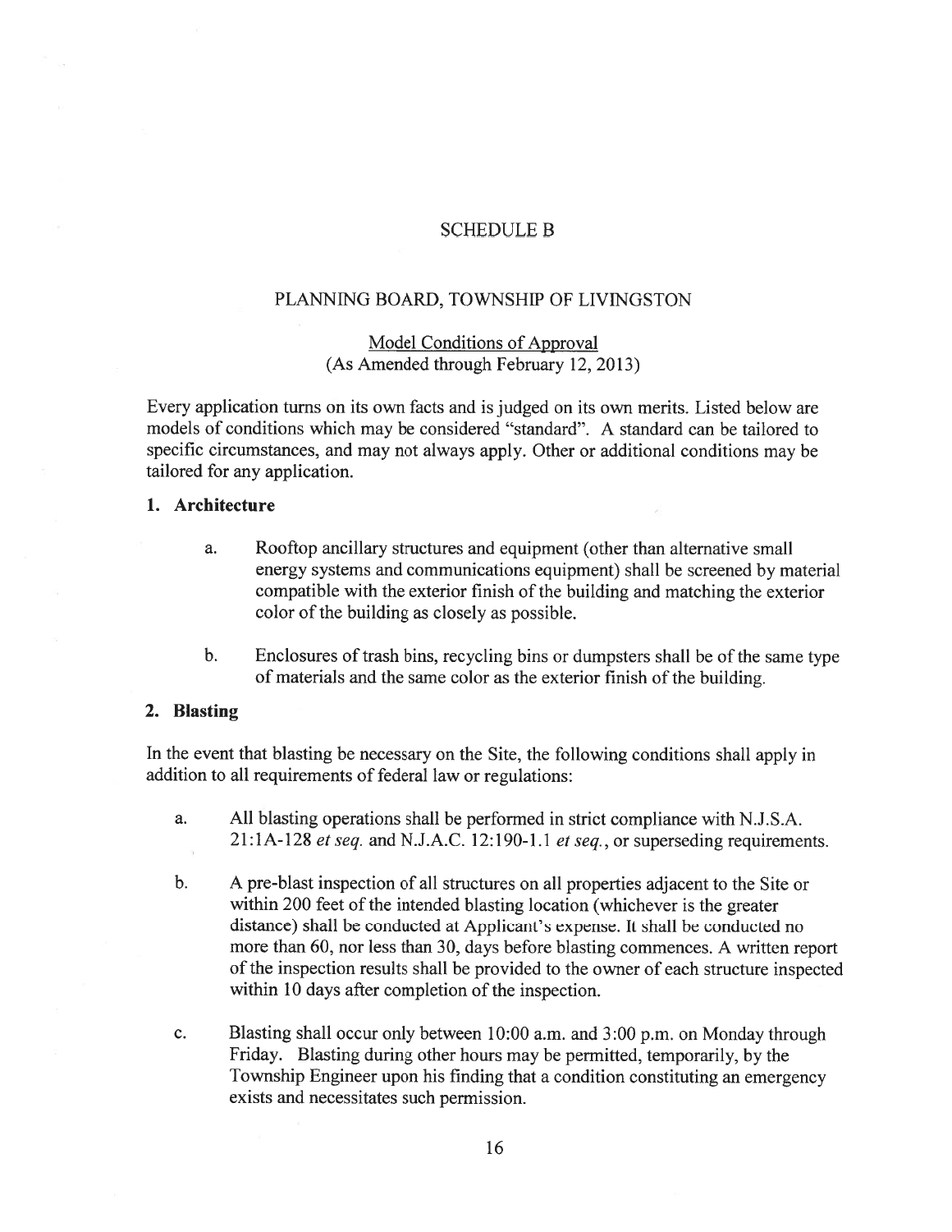# SCHEDULE B

## PLANNING BOARD, TOWNSHIP OF LIVINGSTON

### Model Conditions of Approval
(As Amended through February 12, 2013)

Every application turns on its own facts and is judged on its own merits. Listed below are models of conditions which may be considered "standard". A standard can be tailored to specific circumstances, and may not always apply. Other or additional conditions may be tailored for any application.

**1. Architecture**

a. Rooftop ancillary structures and equipment (other than alternative small energy systems and communications equipment) shall be screened by material compatible with the exterior finish of the building and matching the exterior color of the building as closely as possible.

b. Enclosures of trash bins, recycling bins or dumpsters shall be of the same type of materials and the same color as the exterior finish of the building.

**2. Blasting**

In the event that blasting be necessary on the Site, the following conditions shall apply in addition to all requirements of federal law or regulations:

a. All blasting operations shall be performed in strict compliance with N.J.S.A. 21:1A-128 *et seq.* and N.J.A.C. 12:190-1.1 *et seq.*, or superseding requirements.

b. A pre-blast inspection of all structures on all properties adjacent to the Site or within 200 feet of the intended blasting location (whichever is the greater distance) shall be conducted at Applicant's expense. It shall be conducted no more than 60, nor less than 30, days before blasting commences. A written report of the inspection results shall be provided to the owner of each structure inspected within 10 days after completion of the inspection.

c. Blasting shall occur only between 10:00 a.m. and 3:00 p.m. on Monday through Friday. Blasting during other hours may be permitted, temporarily, by the Township Engineer upon his finding that a condition constituting an emergency exists and necessitates such permission.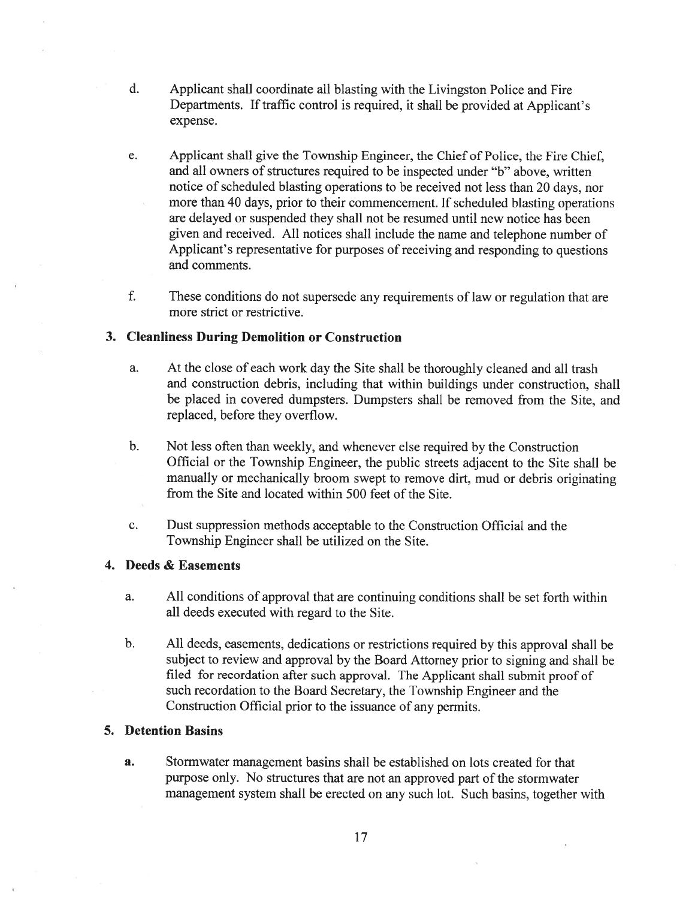d. Applicant shall coordinate all blasting with the Livingston Police and Fire Departments. If traffic control is required, it shall be provided at Applicant's expense.

e. Applicant shall give the Township Engineer, the Chief of Police, the Fire Chief, and all owners of structures required to be inspected under "b" above, written notice of scheduled blasting operations to be received not less than 20 days, nor more than 40 days, prior to their commencement. If scheduled blasting operations are delayed or suspended they shall not be resumed until new notice has been given and received. All notices shall include the name and telephone number of Applicant's representative for purposes of receiving and responding to questions and comments.

f. These conditions do not supersede any requirements of law or regulation that are more strict or restrictive.

**3. Cleanliness During Demolition or Construction**

a. At the close of each work day the Site shall be thoroughly cleaned and all trash and construction debris, including that within buildings under construction, shall be placed in covered dumpsters. Dumpsters shall be removed from the Site, and replaced, before they overflow.

b. Not less often than weekly, and whenever else required by the Construction Official or the Township Engineer, the public streets adjacent to the Site shall be manually or mechanically broom swept to remove dirt, mud or debris originating from the Site and located within 500 feet of the Site.

c. Dust suppression methods acceptable to the Construction Official and the Township Engineer shall be utilized on the Site.

**4. Deeds & Easements**

a. All conditions of approval that are continuing conditions shall be set forth within all deeds executed with regard to the Site.

b. All deeds, easements, dedications or restrictions required by this approval shall be subject to review and approval by the Board Attorney prior to signing and shall be filed for recordation after such approval. The Applicant shall submit proof of such recordation to the Board Secretary, the Township Engineer and the Construction Official prior to the issuance of any permits.

**5. Detention Basins**

**a.** Stormwater management basins shall be established on lots created for that purpose only. No structures that are not an approved part of the stormwater management system shall be erected on any such lot. Such basins, together with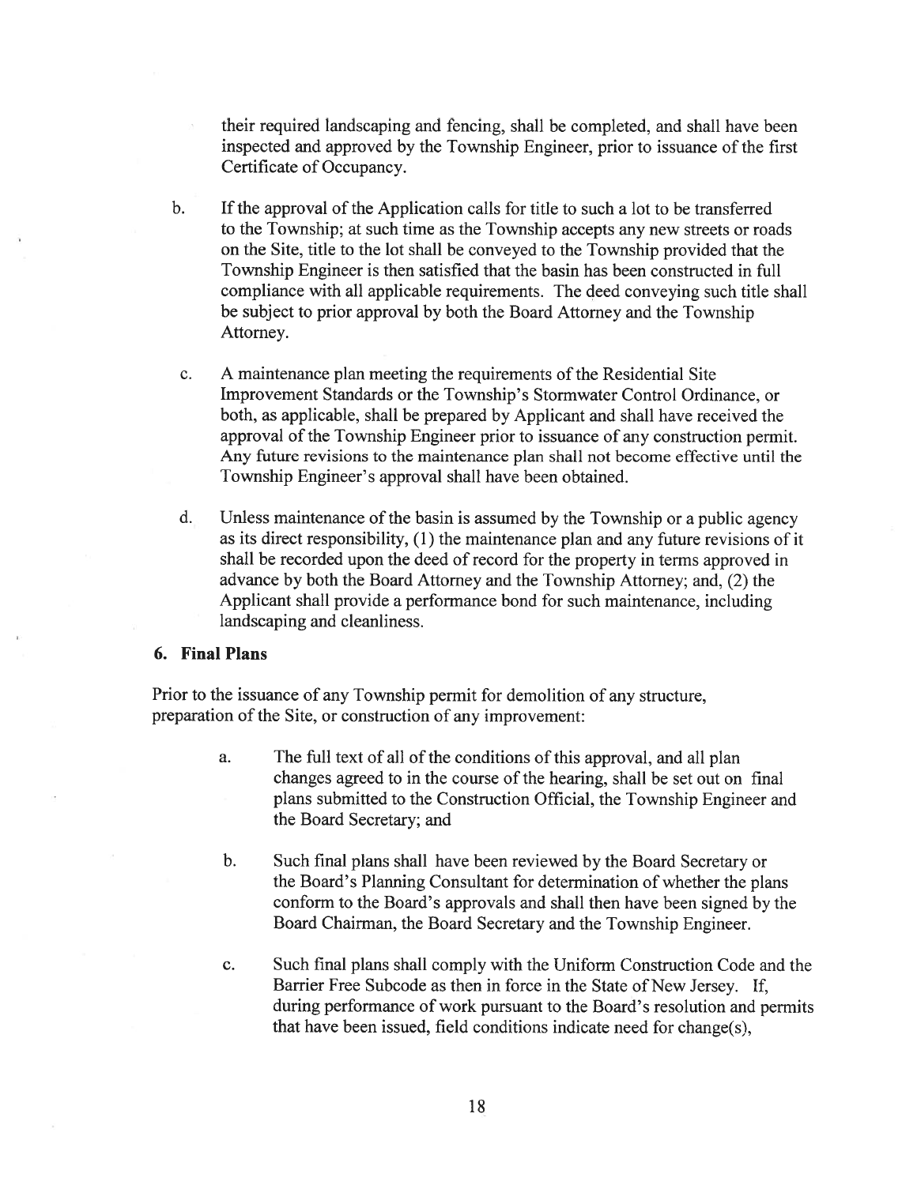their required landscaping and fencing, shall be completed, and shall have been inspected and approved by the Township Engineer, prior to issuance of the first Certificate of Occupancy.

b. If the approval of the Application calls for title to such a lot to be transferred to the Township; at such time as the Township accepts any new streets or roads on the Site, title to the lot shall be conveyed to the Township provided that the Township Engineer is then satisfied that the basin has been constructed in full compliance with all applicable requirements. The deed conveying such title shall be subject to prior approval by both the Board Attorney and the Township Attorney.

c. A maintenance plan meeting the requirements of the Residential Site Improvement Standards or the Township's Stormwater Control Ordinance, or both, as applicable, shall be prepared by Applicant and shall have received the approval of the Township Engineer prior to issuance of any construction permit. Any future revisions to the maintenance plan shall not become effective until the Township Engineer's approval shall have been obtained.

d. Unless maintenance of the basin is assumed by the Township or a public agency as its direct responsibility, (1) the maintenance plan and any future revisions of it shall be recorded upon the deed of record for the property in terms approved in advance by both the Board Attorney and the Township Attorney; and, (2) the Applicant shall provide a performance bond for such maintenance, including landscaping and cleanliness.

**6. Final Plans**

Prior to the issuance of any Township permit for demolition of any structure, preparation of the Site, or construction of any improvement:

a. The full text of all of the conditions of this approval, and all plan changes agreed to in the course of the hearing, shall be set out on final plans submitted to the Construction Official, the Township Engineer and the Board Secretary; and

b. Such final plans shall have been reviewed by the Board Secretary or the Board's Planning Consultant for determination of whether the plans conform to the Board's approvals and shall then have been signed by the Board Chairman, the Board Secretary and the Township Engineer.

c. Such final plans shall comply with the Uniform Construction Code and the Barrier Free Subcode as then in force in the State of New Jersey. If, during performance of work pursuant to the Board's resolution and permits that have been issued, field conditions indicate need for change(s),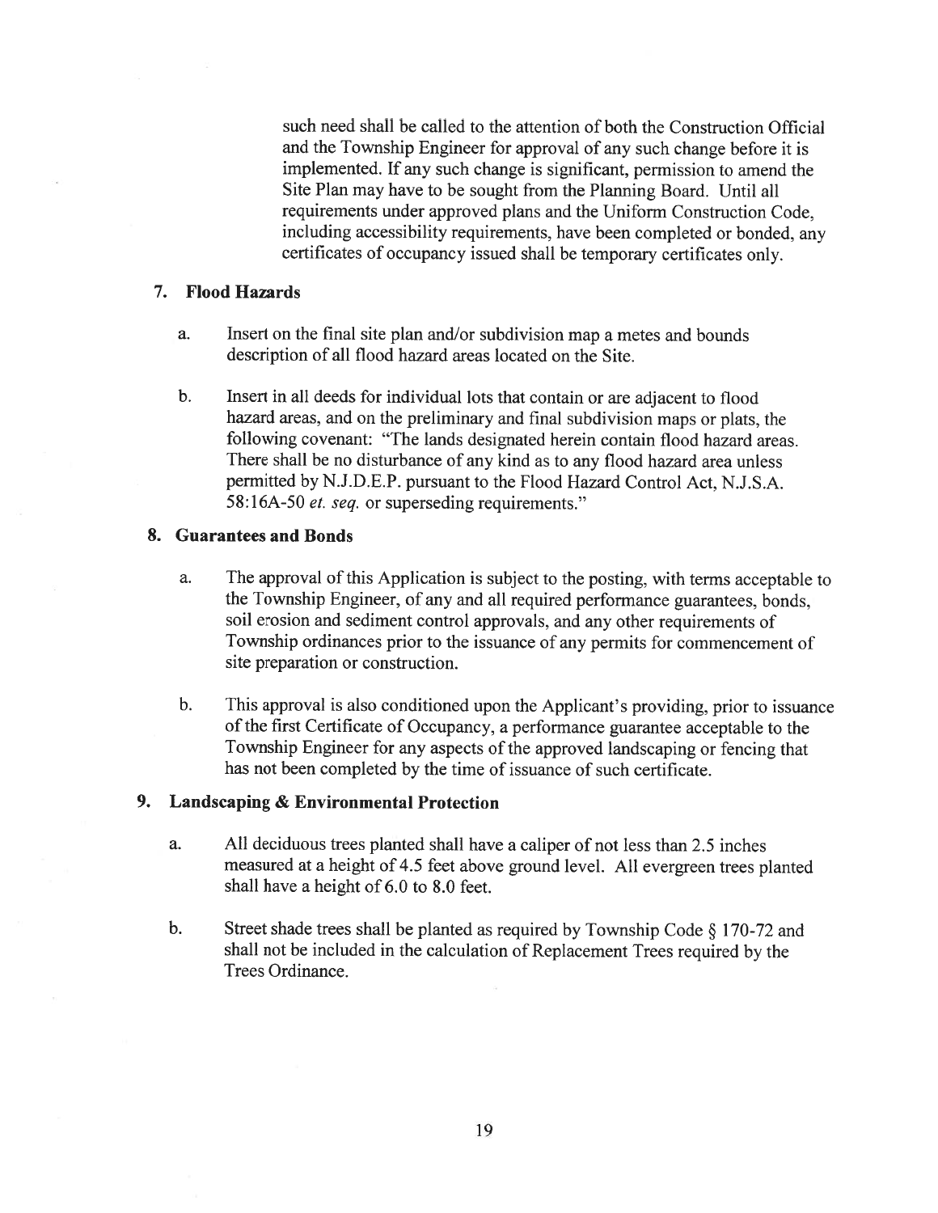such need shall be called to the attention of both the Construction Official and the Township Engineer for approval of any such change before it is implemented. If any such change is significant, permission to amend the Site Plan may have to be sought from the Planning Board. Until all requirements under approved plans and the Uniform Construction Code, including accessibility requirements, have been completed or bonded, any certificates of occupancy issued shall be temporary certificates only.

### 7. Flood Hazards

a. Insert on the final site plan and/or subdivision map a metes and bounds description of all flood hazard areas located on the Site.

b. Insert in all deeds for individual lots that contain or are adjacent to flood hazard areas, and on the preliminary and final subdivision maps or plats, the following covenant: "The lands designated herein contain flood hazard areas. There shall be no disturbance of any kind as to any flood hazard area unless permitted by N.J.D.E.P. pursuant to the Flood Hazard Control Act, N.J.S.A. 58:16A-50 *et. seq.* or superseding requirements."

### 8. Guarantees and Bonds

a. The approval of this Application is subject to the posting, with terms acceptable to the Township Engineer, of any and all required performance guarantees, bonds, soil erosion and sediment control approvals, and any other requirements of Township ordinances prior to the issuance of any permits for commencement of site preparation or construction.

b. This approval is also conditioned upon the Applicant's providing, prior to issuance of the first Certificate of Occupancy, a performance guarantee acceptable to the Township Engineer for any aspects of the approved landscaping or fencing that has not been completed by the time of issuance of such certificate.

### 9. Landscaping & Environmental Protection

a. All deciduous trees planted shall have a caliper of not less than 2.5 inches measured at a height of 4.5 feet above ground level. All evergreen trees planted shall have a height of 6.0 to 8.0 feet.

b. Street shade trees shall be planted as required by Township Code § 170-72 and shall not be included in the calculation of Replacement Trees required by the Trees Ordinance.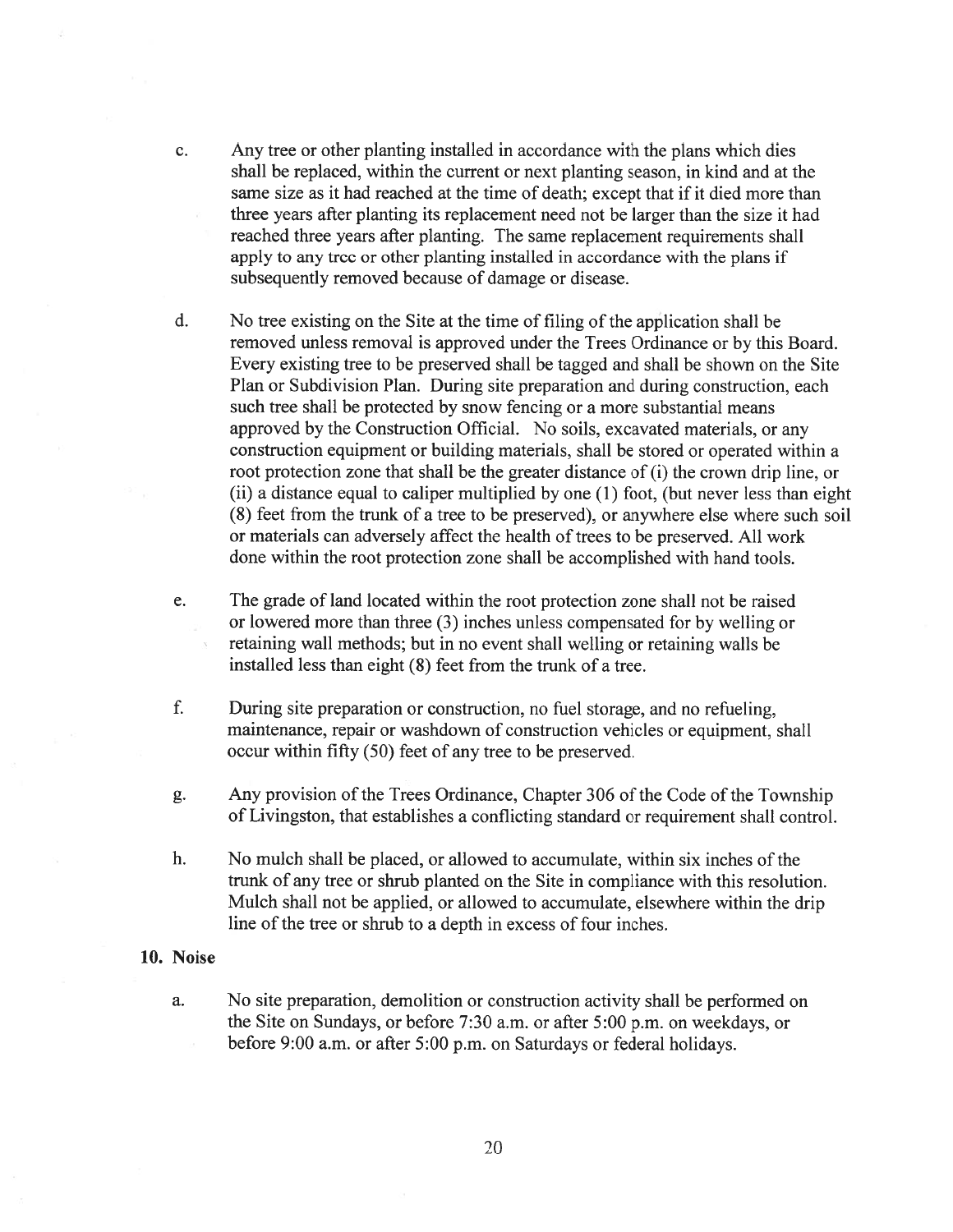c. Any tree or other planting installed in accordance with the plans which dies shall be replaced, within the current or next planting season, in kind and at the same size as it had reached at the time of death; except that if it died more than three years after planting its replacement need not be larger than the size it had reached three years after planting. The same replacement requirements shall apply to any tree or other planting installed in accordance with the plans if subsequently removed because of damage or disease.

d. No tree existing on the Site at the time of filing of the application shall be removed unless removal is approved under the Trees Ordinance or by this Board. Every existing tree to be preserved shall be tagged and shall be shown on the Site Plan or Subdivision Plan. During site preparation and during construction, each such tree shall be protected by snow fencing or a more substantial means approved by the Construction Official. No soils, excavated materials, or any construction equipment or building materials, shall be stored or operated within a root protection zone that shall be the greater distance of (i) the crown drip line, or (ii) a distance equal to caliper multiplied by one (1) foot, (but never less than eight (8) feet from the trunk of a tree to be preserved), or anywhere else where such soil or materials can adversely affect the health of trees to be preserved. All work done within the root protection zone shall be accomplished with hand tools.

e. The grade of land located within the root protection zone shall not be raised or lowered more than three (3) inches unless compensated for by welling or retaining wall methods; but in no event shall welling or retaining walls be installed less than eight (8) feet from the trunk of a tree.

f. During site preparation or construction, no fuel storage, and no refueling, maintenance, repair or washdown of construction vehicles or equipment, shall occur within fifty (50) feet of any tree to be preserved.

g. Any provision of the Trees Ordinance, Chapter 306 of the Code of the Township of Livingston, that establishes a conflicting standard or requirement shall control.

h. No mulch shall be placed, or allowed to accumulate, within six inches of the trunk of any tree or shrub planted on the Site in compliance with this resolution. Mulch shall not be applied, or allowed to accumulate, elsewhere within the drip line of the tree or shrub to a depth in excess of four inches.

**10. Noise**

a. No site preparation, demolition or construction activity shall be performed on the Site on Sundays, or before 7:30 a.m. or after 5:00 p.m. on weekdays, or before 9:00 a.m. or after 5:00 p.m. on Saturdays or federal holidays.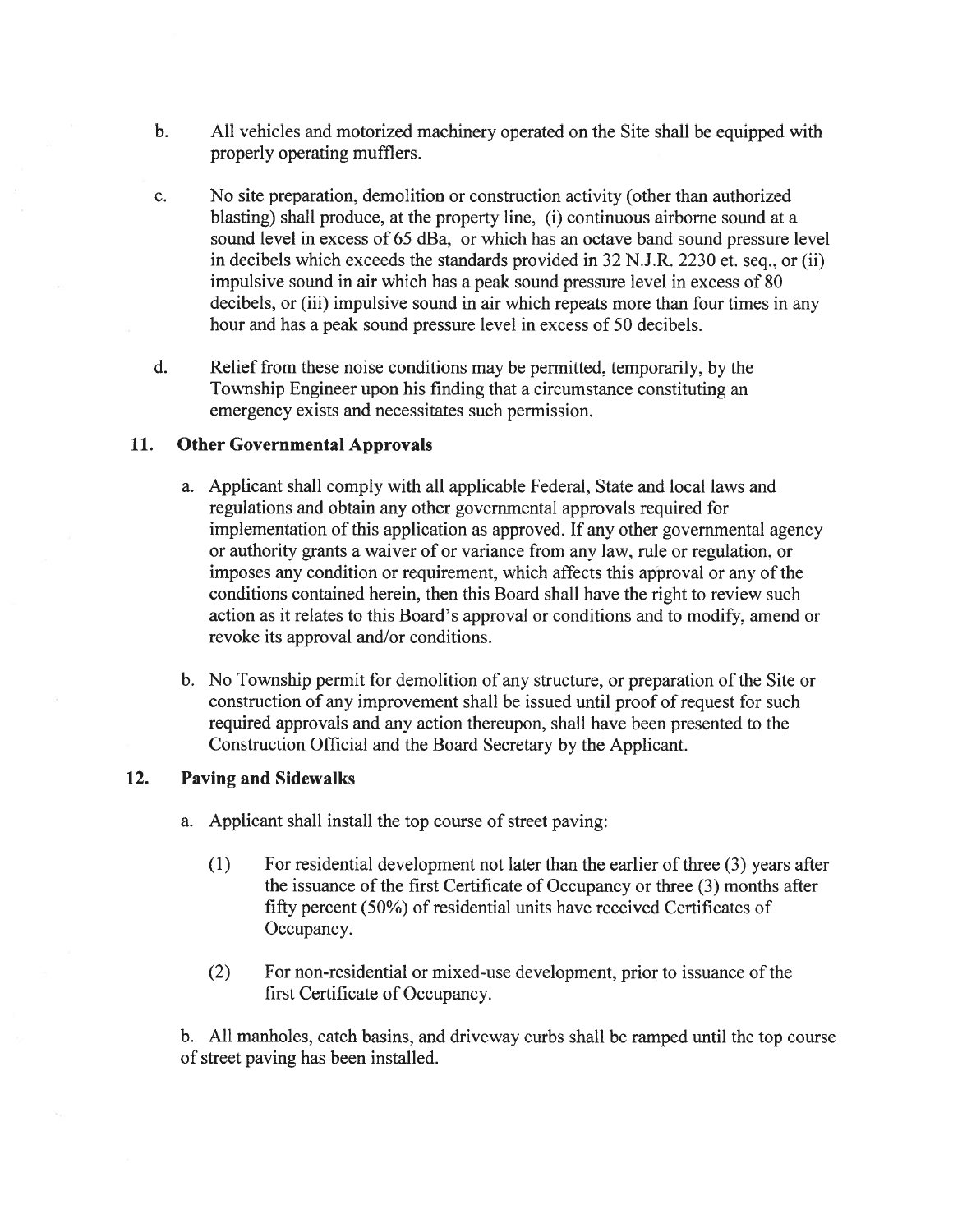b. All vehicles and motorized machinery operated on the Site shall be equipped with properly operating mufflers.

c. No site preparation, demolition or construction activity (other than authorized blasting) shall produce, at the property line, (i) continuous airborne sound at a sound level in excess of 65 dBa, or which has an octave band sound pressure level in decibels which exceeds the standards provided in 32 N.J.R. 2230 et. seq., or (ii) impulsive sound in air which has a peak sound pressure level in excess of 80 decibels, or (iii) impulsive sound in air which repeats more than four times in any hour and has a peak sound pressure level in excess of 50 decibels.

d. Relief from these noise conditions may be permitted, temporarily, by the Township Engineer upon his finding that a circumstance constituting an emergency exists and necessitates such permission.

## 11. Other Governmental Approvals

a. Applicant shall comply with all applicable Federal, State and local laws and regulations and obtain any other governmental approvals required for implementation of this application as approved. If any other governmental agency or authority grants a waiver of or variance from any law, rule or regulation, or imposes any condition or requirement, which affects this approval or any of the conditions contained herein, then this Board shall have the right to review such action as it relates to this Board's approval or conditions and to modify, amend or revoke its approval and/or conditions.

b. No Township permit for demolition of any structure, or preparation of the Site or construction of any improvement shall be issued until proof of request for such required approvals and any action thereupon, shall have been presented to the Construction Official and the Board Secretary by the Applicant.

## 12. Paving and Sidewalks

a. Applicant shall install the top course of street paving:

(1) For residential development not later than the earlier of three (3) years after the issuance of the first Certificate of Occupancy or three (3) months after fifty percent (50%) of residential units have received Certificates of Occupancy.

(2) For non-residential or mixed-use development, prior to issuance of the first Certificate of Occupancy.

b. All manholes, catch basins, and driveway curbs shall be ramped until the top course of street paving has been installed.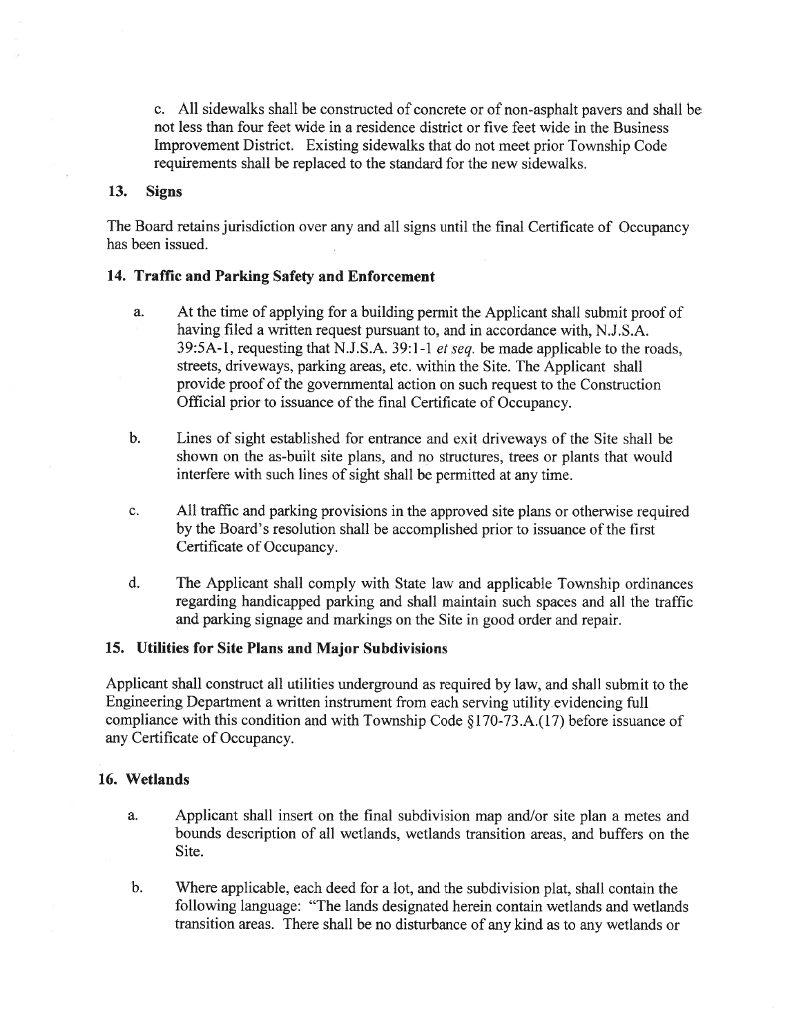c. All sidewalks shall be constructed of concrete or of non-asphalt pavers and shall be not less than four feet wide in a residence district or five feet wide in the Business Improvement District. Existing sidewalks that do not meet prior Township Code requirements shall be replaced to the standard for the new sidewalks.

### 13. Signs

The Board retains jurisdiction over any and all signs until the final Certificate of Occupancy has been issued.

### 14. Traffic and Parking Safety and Enforcement

a. At the time of applying for a building permit the Applicant shall submit proof of having filed a written request pursuant to, and in accordance with, N.J.S.A. 39:5A-1, requesting that N.J.S.A. 39:1-1 *et seq.* be made applicable to the roads, streets, driveways, parking areas, etc. within the Site. The Applicant shall provide proof of the governmental action on such request to the Construction Official prior to issuance of the final Certificate of Occupancy.

b. Lines of sight established for entrance and exit driveways of the Site shall be shown on the as-built site plans, and no structures, trees or plants that would interfere with such lines of sight shall be permitted at any time.

c. All traffic and parking provisions in the approved site plans or otherwise required by the Board's resolution shall be accomplished prior to issuance of the first Certificate of Occupancy.

d. The Applicant shall comply with State law and applicable Township ordinances regarding handicapped parking and shall maintain such spaces and all the traffic and parking signage and markings on the Site in good order and repair.

### 15. Utilities for Site Plans and Major Subdivisions

Applicant shall construct all utilities underground as required by law, and shall submit to the Engineering Department a written instrument from each serving utility evidencing full compliance with this condition and with Township Code §170-73.A.(17) before issuance of any Certificate of Occupancy.

### 16. Wetlands

a. Applicant shall insert on the final subdivision map and/or site plan a metes and bounds description of all wetlands, wetlands transition areas, and buffers on the Site.

b. Where applicable, each deed for a lot, and the subdivision plat, shall contain the following language: "The lands designated herein contain wetlands and wetlands transition areas. There shall be no disturbance of any kind as to any wetlands or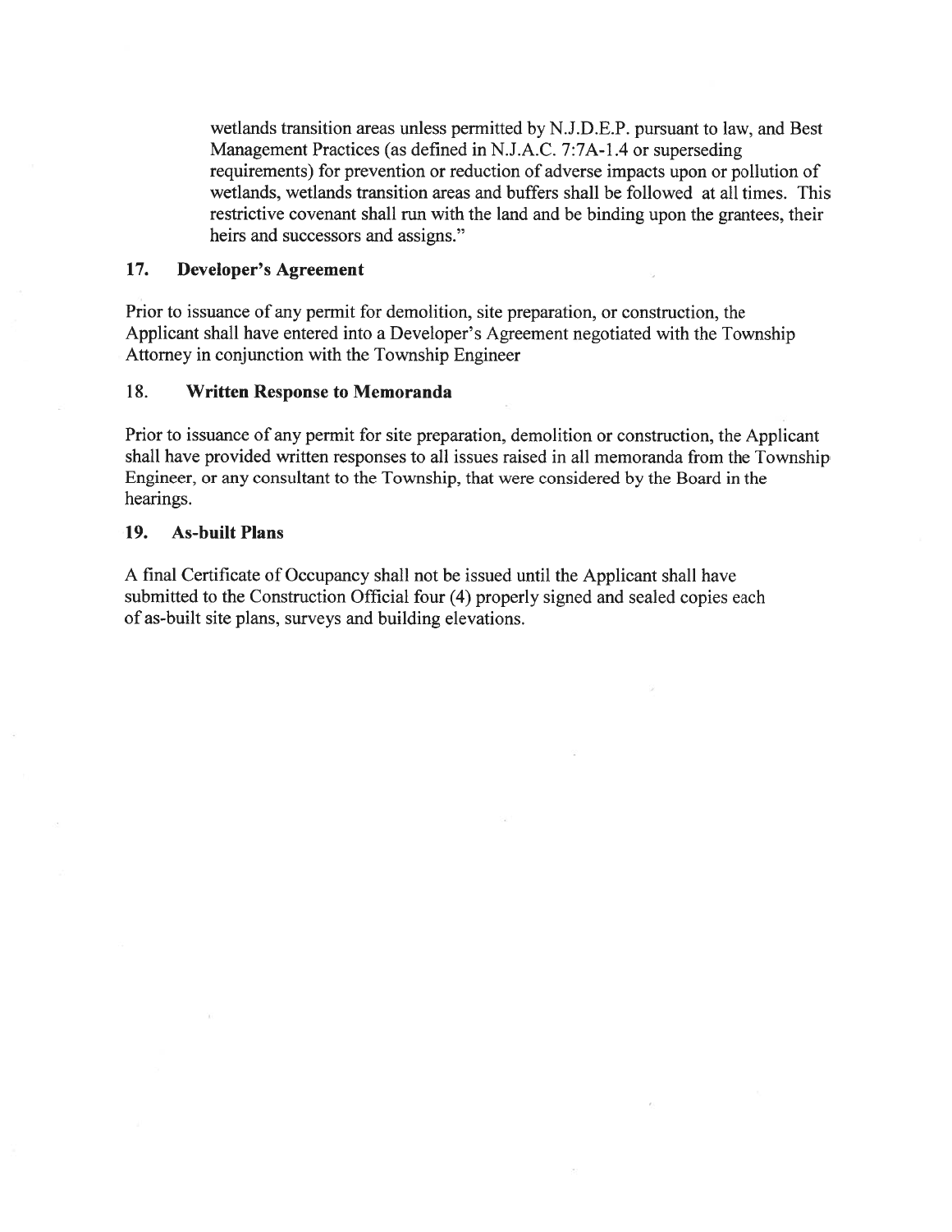wetlands transition areas unless permitted by N.J.D.E.P. pursuant to law, and Best Management Practices (as defined in N.J.A.C. 7:7A-1.4 or superseding requirements) for prevention or reduction of adverse impacts upon or pollution of wetlands, wetlands transition areas and buffers shall be followed at all times. This restrictive covenant shall run with the land and be binding upon the grantees, their heirs and successors and assigns."

### 17. Developer's Agreement

Prior to issuance of any permit for demolition, site preparation, or construction, the Applicant shall have entered into a Developer's Agreement negotiated with the Township Attorney in conjunction with the Township Engineer

### 18. Written Response to Memoranda

Prior to issuance of any permit for site preparation, demolition or construction, the Applicant shall have provided written responses to all issues raised in all memoranda from the Township Engineer, or any consultant to the Township, that were considered by the Board in the hearings.

### 19. As-built Plans

A final Certificate of Occupancy shall not be issued until the Applicant shall have submitted to the Construction Official four (4) properly signed and sealed copies each of as-built site plans, surveys and building elevations.